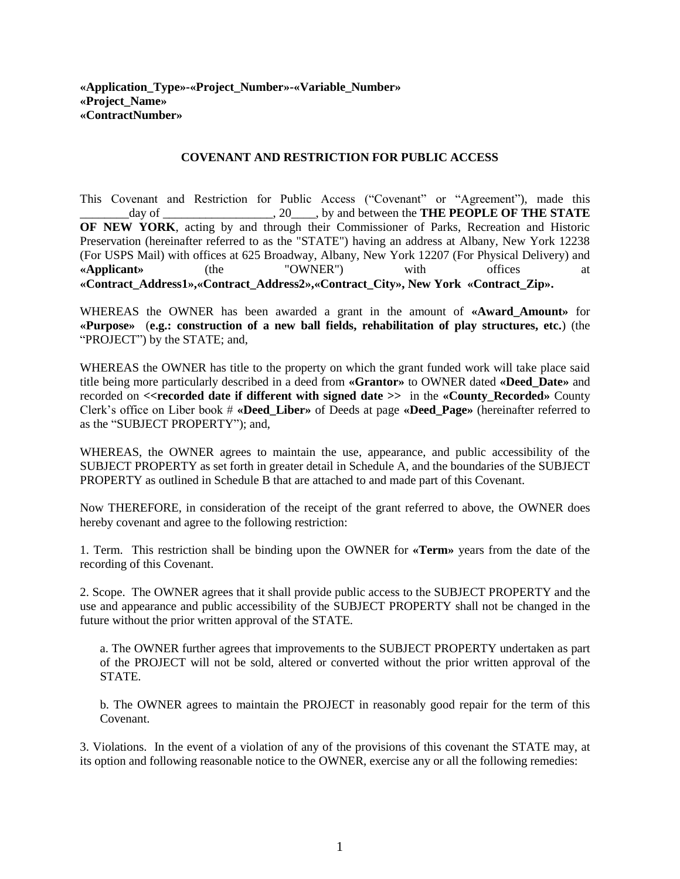**«Application_Type»-«Project_Number»-«Variable_Number»**
**«Project_Name»**
**«ContractNumber»**

## COVENANT AND RESTRICTION FOR PUBLIC ACCESS

This Covenant and Restriction for Public Access ("Covenant" or "Agreement"), made this ________day of __________________, 20____, by and between the **THE PEOPLE OF THE STATE OF NEW YORK**, acting by and through their Commissioner of Parks, Recreation and Historic Preservation (hereinafter referred to as the "STATE") having an address at Albany, New York 12238 (For USPS Mail) with offices at 625 Broadway, Albany, New York 12207 (For Physical Delivery) and **«Applicant»** (the "OWNER") with offices at **«Contract_Address1»,«Contract_Address2»,«Contract_City», New York «Contract_Zip».**

WHEREAS the OWNER has been awarded a grant in the amount of **«Award_Amount»** for **«Purpose»** (**e.g.: construction of a new ball fields, rehabilitation of play structures, etc.**) (the "PROJECT") by the STATE; and,

WHEREAS the OWNER has title to the property on which the grant funded work will take place said title being more particularly described in a deed from **«Grantor»** to OWNER dated **«Deed_Date»** and recorded on **<<recorded date if different with signed date >>** in the **«County_Recorded»** County Clerk's office on Liber book # **«Deed_Liber»** of Deeds at page **«Deed_Page»** (hereinafter referred to as the "SUBJECT PROPERTY"); and,

WHEREAS, the OWNER agrees to maintain the use, appearance, and public accessibility of the SUBJECT PROPERTY as set forth in greater detail in Schedule A, and the boundaries of the SUBJECT PROPERTY as outlined in Schedule B that are attached to and made part of this Covenant.

Now THEREFORE, in consideration of the receipt of the grant referred to above, the OWNER does hereby covenant and agree to the following restriction:

1. Term. This restriction shall be binding upon the OWNER for **«Term»** years from the date of the recording of this Covenant.

2. Scope. The OWNER agrees that it shall provide public access to the SUBJECT PROPERTY and the use and appearance and public accessibility of the SUBJECT PROPERTY shall not be changed in the future without the prior written approval of the STATE.

   a. The OWNER further agrees that improvements to the SUBJECT PROPERTY undertaken as part of the PROJECT will not be sold, altered or converted without the prior written approval of the STATE.

   b. The OWNER agrees to maintain the PROJECT in reasonably good repair for the term of this Covenant.

3. Violations. In the event of a violation of any of the provisions of this covenant the STATE may, at its option and following reasonable notice to the OWNER, exercise any or all the following remedies: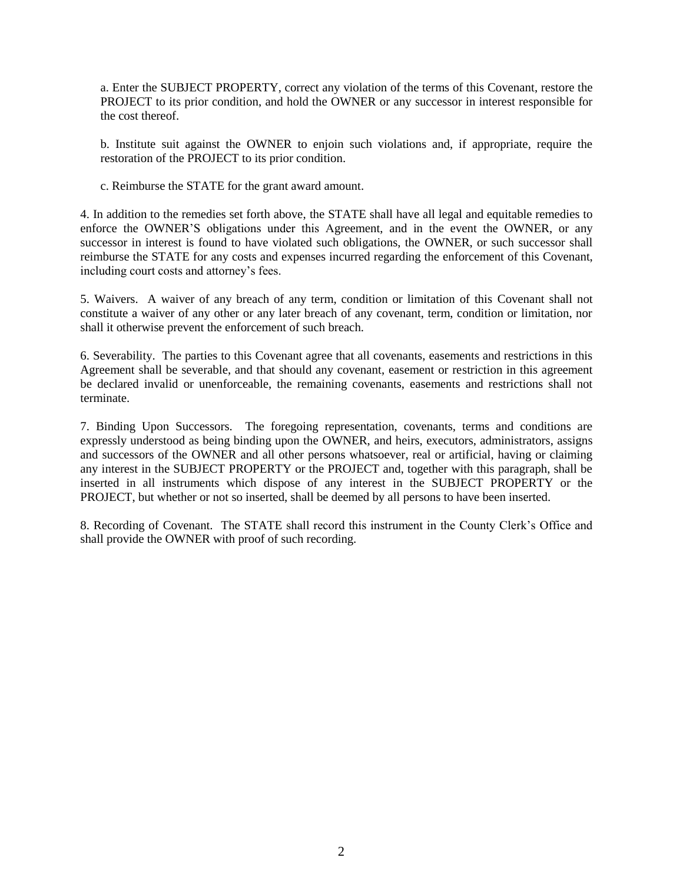a. Enter the SUBJECT PROPERTY, correct any violation of the terms of this Covenant, restore the PROJECT to its prior condition, and hold the OWNER or any successor in interest responsible for the cost thereof.

b. Institute suit against the OWNER to enjoin such violations and, if appropriate, require the restoration of the PROJECT to its prior condition.

c. Reimburse the STATE for the grant award amount.

4. In addition to the remedies set forth above, the STATE shall have all legal and equitable remedies to enforce the OWNER'S obligations under this Agreement, and in the event the OWNER, or any successor in interest is found to have violated such obligations, the OWNER, or such successor shall reimburse the STATE for any costs and expenses incurred regarding the enforcement of this Covenant, including court costs and attorney's fees.

5. Waivers. A waiver of any breach of any term, condition or limitation of this Covenant shall not constitute a waiver of any other or any later breach of any covenant, term, condition or limitation, nor shall it otherwise prevent the enforcement of such breach.

6. Severability. The parties to this Covenant agree that all covenants, easements and restrictions in this Agreement shall be severable, and that should any covenant, easement or restriction in this agreement be declared invalid or unenforceable, the remaining covenants, easements and restrictions shall not terminate.

7. Binding Upon Successors. The foregoing representation, covenants, terms and conditions are expressly understood as being binding upon the OWNER, and heirs, executors, administrators, assigns and successors of the OWNER and all other persons whatsoever, real or artificial, having or claiming any interest in the SUBJECT PROPERTY or the PROJECT and, together with this paragraph, shall be inserted in all instruments which dispose of any interest in the SUBJECT PROPERTY or the PROJECT, but whether or not so inserted, shall be deemed by all persons to have been inserted.

8. Recording of Covenant. The STATE shall record this instrument in the County Clerk's Office and shall provide the OWNER with proof of such recording.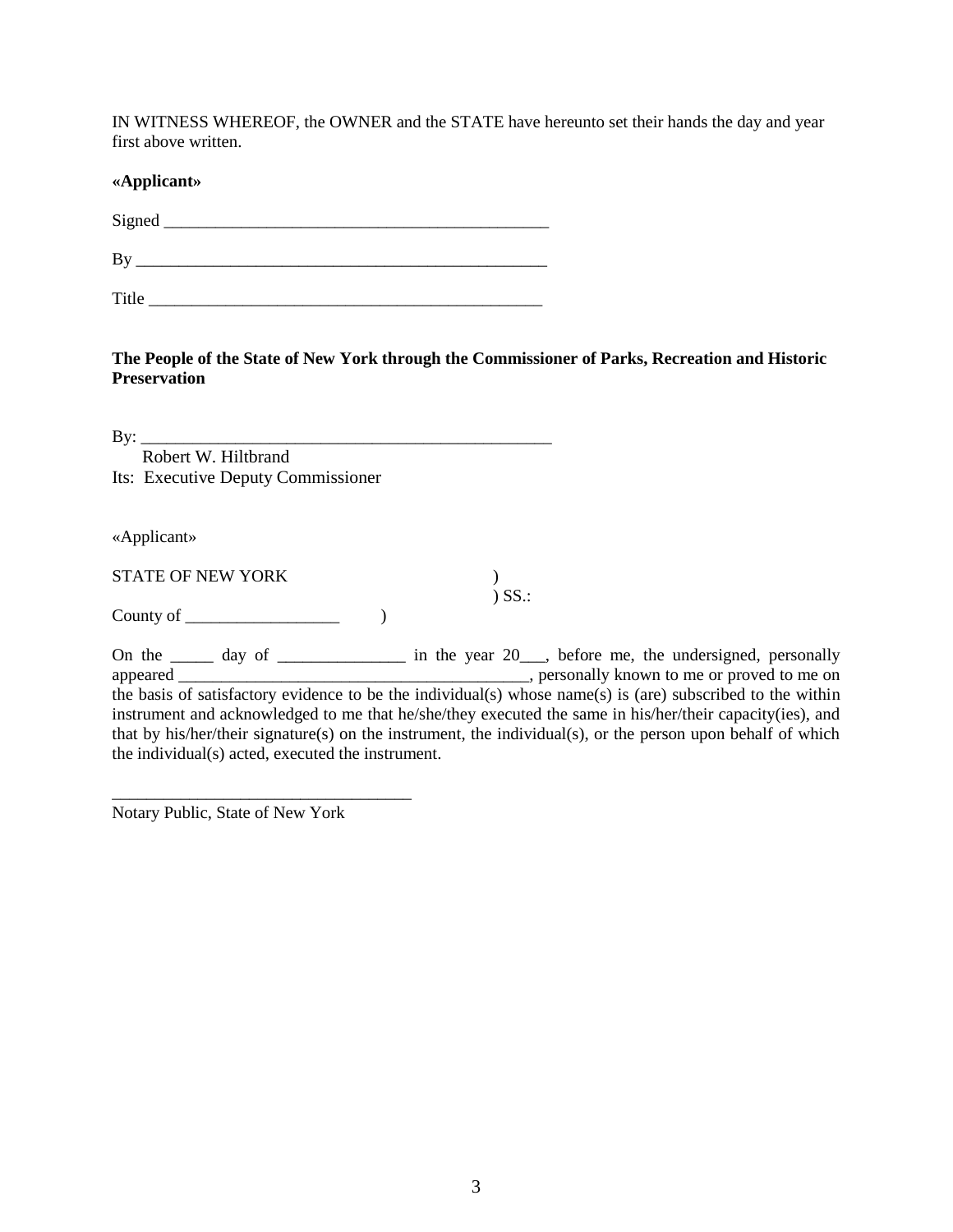IN WITNESS WHEREOF, the OWNER and the STATE have hereunto set their hands the day and year first above written.

**«Applicant»**

Signed _______________________________________________

By __________________________________________________

Title _______________________________________________

**The People of the State of New York through the Commissioner of Parks, Recreation and Historic Preservation**

By: _________________________________________________
Robert W. Hiltbrand
Its: Executive Deputy Commissioner

«Applicant»

STATE OF NEW YORK )
) SS.:
County of __________________ )

On the _____ day of _______________ in the year 20___, before me, the undersigned, personally appeared __________________________________________, personally known to me or proved to me on the basis of satisfactory evidence to be the individual(s) whose name(s) is (are) subscribed to the within instrument and acknowledged to me that he/she/they executed the same in his/her/their capacity(ies), and that by his/her/their signature(s) on the instrument, the individual(s), or the person upon behalf of which the individual(s) acted, executed the instrument.

___________________________________
Notary Public, State of New York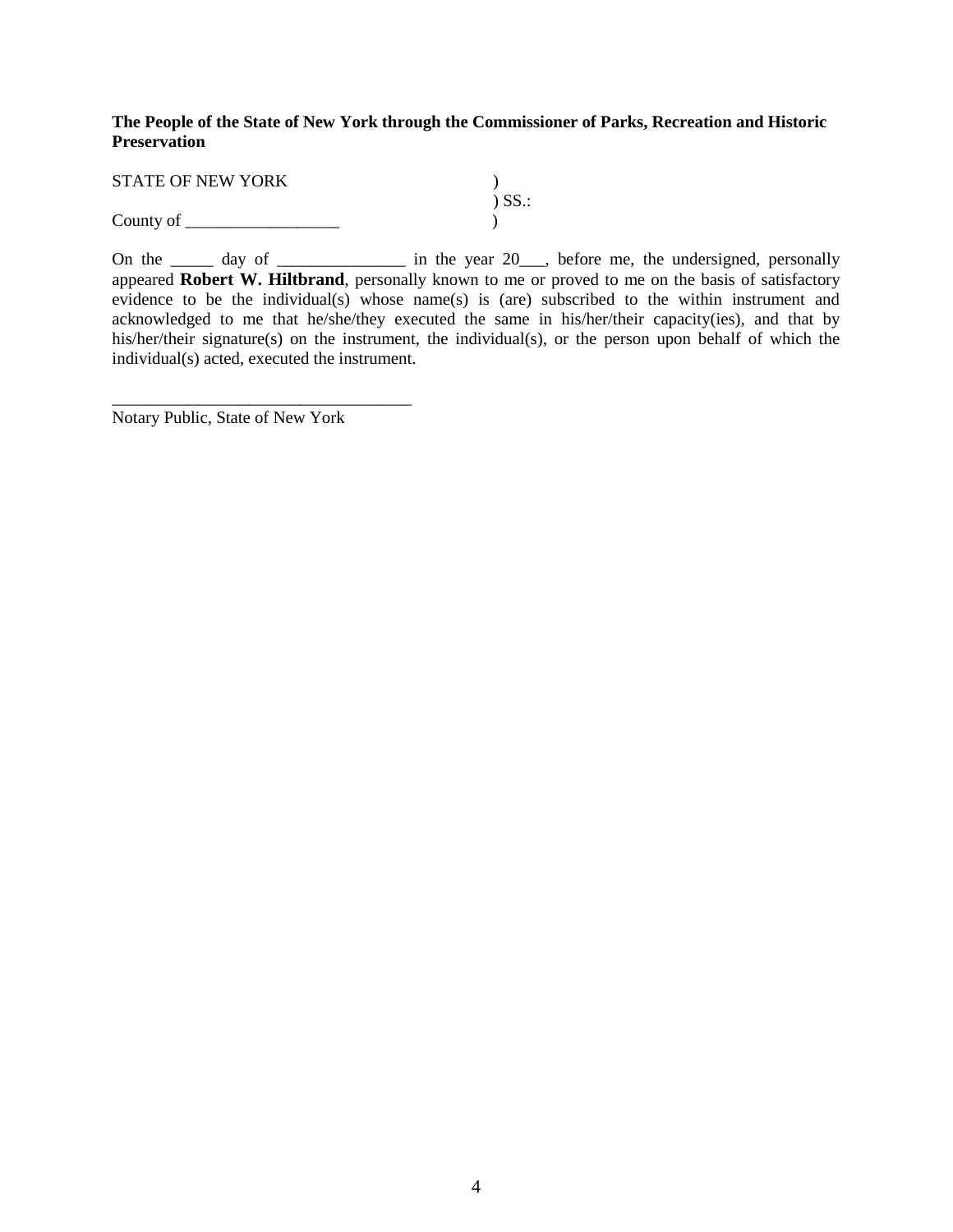**The People of the State of New York through the Commissioner of Parks, Recreation and Historic Preservation**

STATE OF NEW YORK )
) SS.:
County of __________________ )

On the _____ day of _______________ in the year 20___, before me, the undersigned, personally appeared **Robert W. Hiltbrand**, personally known to me or proved to me on the basis of satisfactory evidence to be the individual(s) whose name(s) is (are) subscribed to the within instrument and acknowledged to me that he/she/they executed the same in his/her/their capacity(ies), and that by his/her/their signature(s) on the instrument, the individual(s), or the person upon behalf of which the individual(s) acted, executed the instrument.

___________________________________
Notary Public, State of New York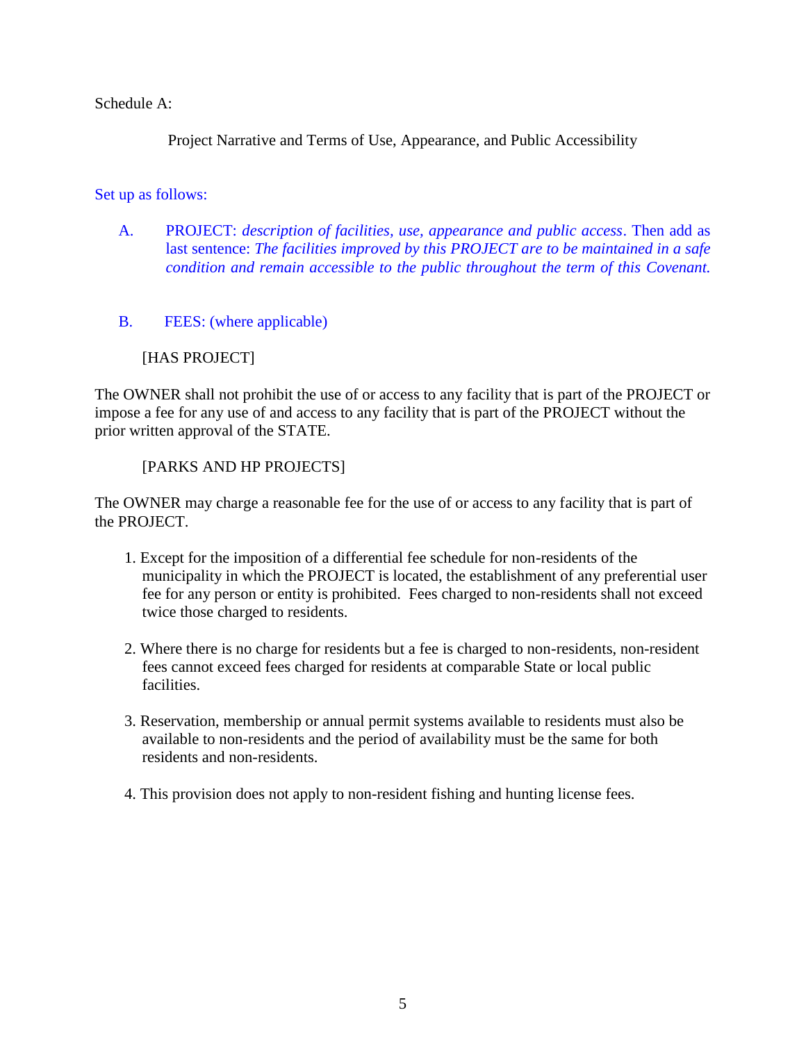Schedule A:

Project Narrative and Terms of Use, Appearance, and Public Accessibility

Set up as follows:

A. PROJECT: *description of facilities, use, appearance and public access*. Then add as last sentence: *The facilities improved by this PROJECT are to be maintained in a safe condition and remain accessible to the public throughout the term of this Covenant.*

B. FEES: (where applicable)

[HAS PROJECT]

The OWNER shall not prohibit the use of or access to any facility that is part of the PROJECT or impose a fee for any use of and access to any facility that is part of the PROJECT without the prior written approval of the STATE.

[PARKS AND HP PROJECTS]

The OWNER may charge a reasonable fee for the use of or access to any facility that is part of the PROJECT.

1. Except for the imposition of a differential fee schedule for non-residents of the municipality in which the PROJECT is located, the establishment of any preferential user fee for any person or entity is prohibited. Fees charged to non-residents shall not exceed twice those charged to residents.

2. Where there is no charge for residents but a fee is charged to non-residents, non-resident fees cannot exceed fees charged for residents at comparable State or local public facilities.

3. Reservation, membership or annual permit systems available to residents must also be available to non-residents and the period of availability must be the same for both residents and non-residents.

4. This provision does not apply to non-resident fishing and hunting license fees.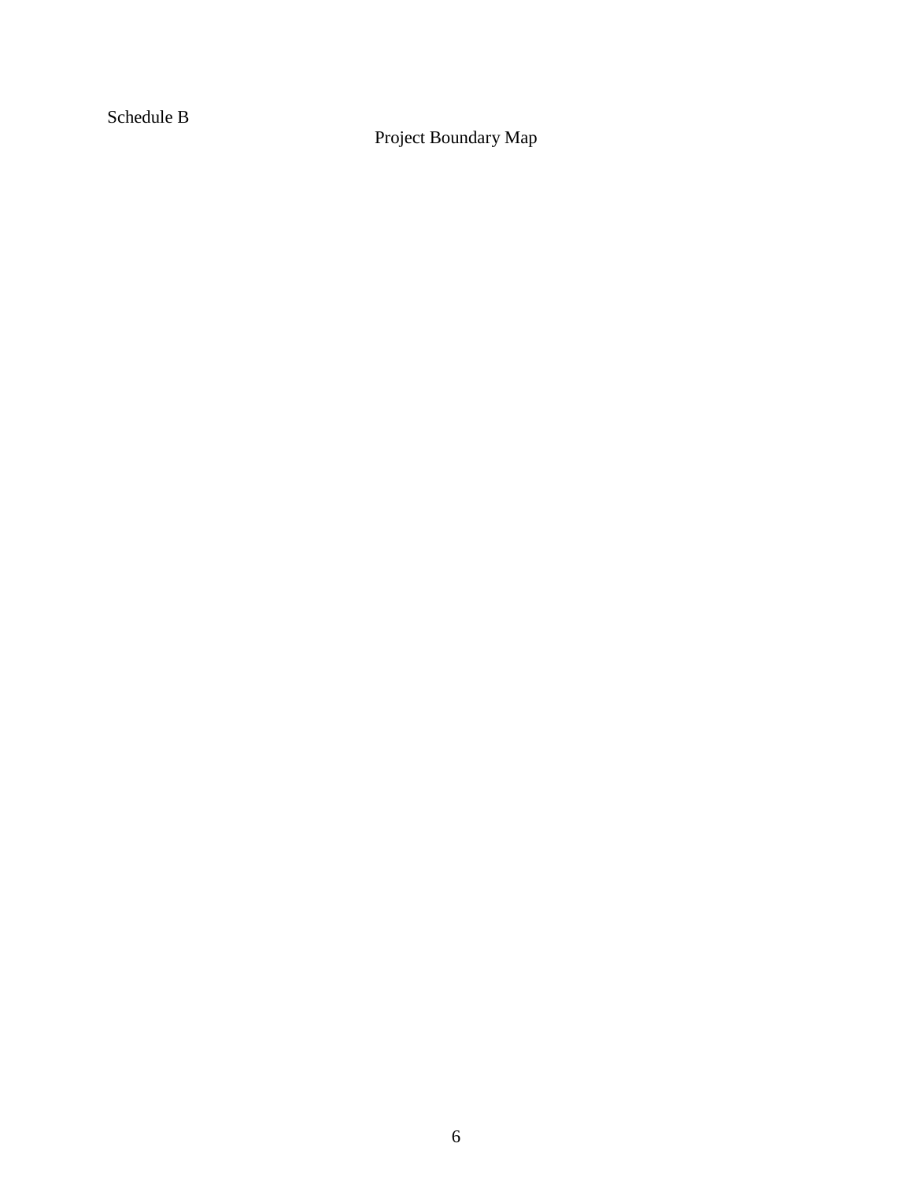Schedule B

## Project Boundary Map